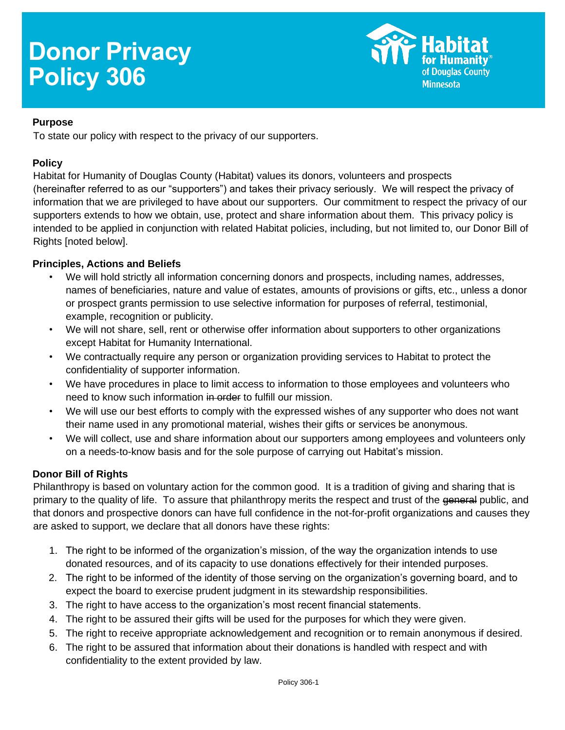# Donor Privacy Policy 306

Habitat for Humanity® of Douglas County Minnesota

**Purpose**

To state our policy with respect to the privacy of our supporters.

**Policy**

Habitat for Humanity of Douglas County (Habitat) values its donors, volunteers and prospects (hereinafter referred to as our "supporters") and takes their privacy seriously. We will respect the privacy of information that we are privileged to have about our supporters. Our commitment to respect the privacy of our supporters extends to how we obtain, use, protect and share information about them. This privacy policy is intended to be applied in conjunction with related Habitat policies, including, but not limited to, our Donor Bill of Rights [noted below].

**Principles, Actions and Beliefs**

- We will hold strictly all information concerning donors and prospects, including names, addresses, names of beneficiaries, nature and value of estates, amounts of provisions or gifts, etc., unless a donor or prospect grants permission to use selective information for purposes of referral, testimonial, example, recognition or publicity.
- We will not share, sell, rent or otherwise offer information about supporters to other organizations except Habitat for Humanity International.
- We contractually require any person or organization providing services to Habitat to protect the confidentiality of supporter information.
- We have procedures in place to limit access to information to those employees and volunteers who need to know such information ~~in order~~ to fulfill our mission.
- We will use our best efforts to comply with the expressed wishes of any supporter who does not want their name used in any promotional material, wishes their gifts or services be anonymous.
- We will collect, use and share information about our supporters among employees and volunteers only on a needs-to-know basis and for the sole purpose of carrying out Habitat's mission.

**Donor Bill of Rights**

Philanthropy is based on voluntary action for the common good. It is a tradition of giving and sharing that is primary to the quality of life. To assure that philanthropy merits the respect and trust of the ~~general~~ public, and that donors and prospective donors can have full confidence in the not-for-profit organizations and causes they are asked to support, we declare that all donors have these rights:

1. The right to be informed of the organization's mission, of the way the organization intends to use donated resources, and of its capacity to use donations effectively for their intended purposes.
2. The right to be informed of the identity of those serving on the organization's governing board, and to expect the board to exercise prudent judgment in its stewardship responsibilities.
3. The right to have access to the organization's most recent financial statements.
4. The right to be assured their gifts will be used for the purposes for which they were given.
5. The right to receive appropriate acknowledgement and recognition or to remain anonymous if desired.
6. The right to be assured that information about their donations is handled with respect and with confidentiality to the extent provided by law.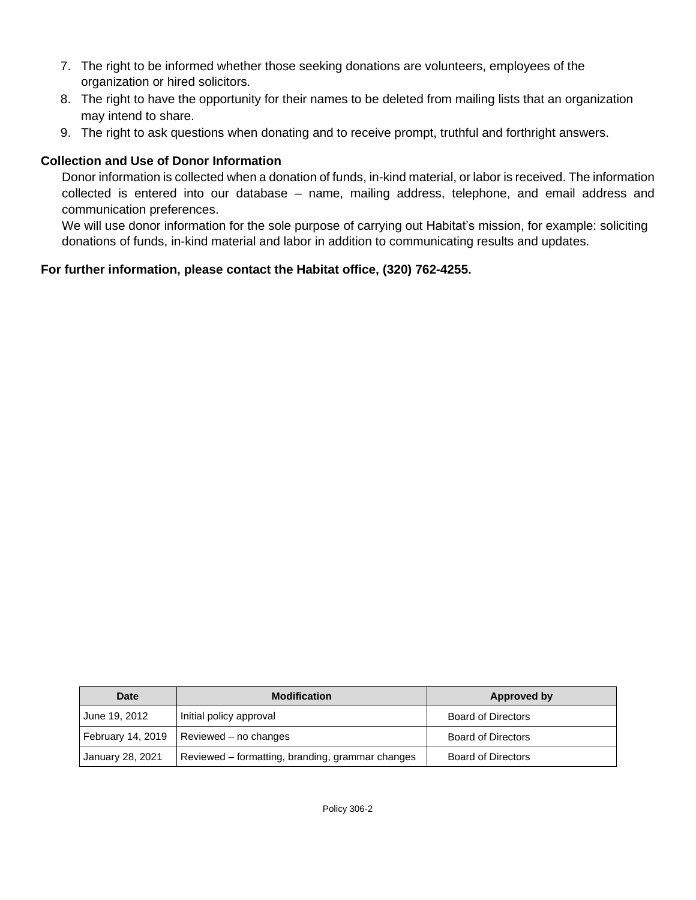7. The right to be informed whether those seeking donations are volunteers, employees of the organization or hired solicitors.
8. The right to have the opportunity for their names to be deleted from mailing lists that an organization may intend to share.
9. The right to ask questions when donating and to receive prompt, truthful and forthright answers.

**Collection and Use of Donor Information**

Donor information is collected when a donation of funds, in-kind material, or labor is received. The information collected is entered into our database – name, mailing address, telephone, and email address and communication preferences.

We will use donor information for the sole purpose of carrying out Habitat's mission, for example: soliciting donations of funds, in-kind material and labor in addition to communicating results and updates.

**For further information, please contact the Habitat office, (320) 762-4255.**

| Date | Modification | Approved by |
|---|---|---|
| June 19, 2012 | Initial policy approval | Board of Directors |
| February 14, 2019 | Reviewed – no changes | Board of Directors |
| January 28, 2021 | Reviewed – formatting, branding, grammar changes | Board of Directors |

Policy 306-2